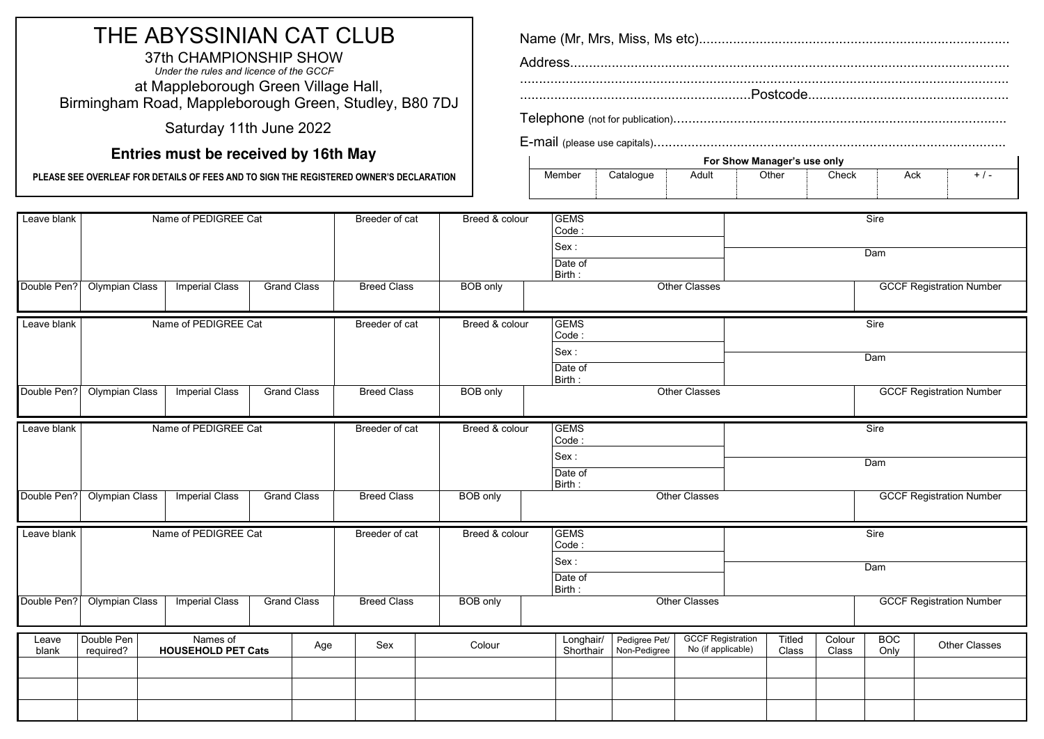# THE ABYSSINIAN CAT CLUB

37th CHAMPIONSHIP SHOW

*Under the rules and licence of the GCCF*

at Mappleborough Green Village Hall,
Birmingham Road, Mappleborough Green, Studley, B80 7DJ

Saturday 11th June 2022

**Entries must be received by 16th May**

**PLEASE SEE OVERLEAF FOR DETAILS OF FEES AND TO SIGN THE REGISTERED OWNER'S DECLARATION**

Name (Mr, Mrs, Miss, Ms etc).................................................................................

Address..................................................................................................................

...............................................................................................................................

...........................................................Postcode....................................................

Telephone (not for publication).......................................................................................

E-mail (please use capitals)............................................................................................

| For Show Manager's use only | | | | | | |
|---|---|---|---|---|---|---|
| Member | Catalogue | Adult | Other | Check | Ack | + / - |
| | | | | | | |

| Leave blank | Name of PEDIGREE Cat | | | Breeder of cat | Breed & colour | GEMS Code : / Sex : / Date of Birth : | Sire / Dam |
|---|---|---|---|---|---|---|---|
| Double Pen? | Olympian Class | Imperial Class | Grand Class | Breed Class | BOB only | Other Classes | GCCF Registration Number |
| | | | | | | | |

| Leave blank | Name of PEDIGREE Cat | | | Breeder of cat | Breed & colour | GEMS Code : / Sex : / Date of Birth : | Sire / Dam |
|---|---|---|---|---|---|---|---|
| Double Pen? | Olympian Class | Imperial Class | Grand Class | Breed Class | BOB only | Other Classes | GCCF Registration Number |
| | | | | | | | |

| Leave blank | Name of PEDIGREE Cat | | | Breeder of cat | Breed & colour | GEMS Code : / Sex : / Date of Birth : | Sire / Dam |
|---|---|---|---|---|---|---|---|
| Double Pen? | Olympian Class | Imperial Class | Grand Class | Breed Class | BOB only | Other Classes | GCCF Registration Number |
| | | | | | | | |

| Leave blank | Name of PEDIGREE Cat | | | Breeder of cat | Breed & colour | GEMS Code : / Sex : / Date of Birth : | Sire / Dam |
|---|---|---|---|---|---|---|---|
| Double Pen? | Olympian Class | Imperial Class | Grand Class | Breed Class | BOB only | Other Classes | GCCF Registration Number |
| | | | | | | | |

| Leave blank | Double Pen required? | Names of **HOUSEHOLD PET Cats** | Age | Sex | Colour | Longhair/ Shorthair | Pedigree Pet/ Non-Pedigree | GCCF Registration No (if applicable) | Titled Class | Colour Class | BOC Only | Other Classes |
|---|---|---|---|---|---|---|---|---|---|---|---|---|
| | | | | | | | | | | | | |
| | | | | | | | | | | | | |
| | | | | | | | | | | | | |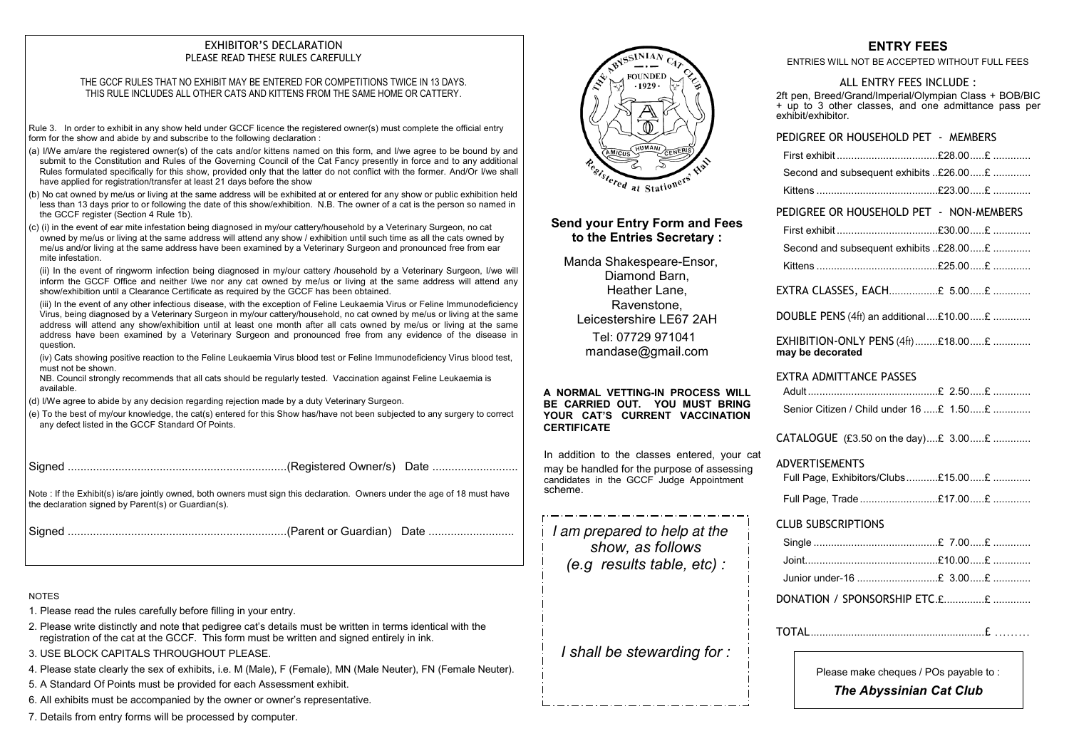## EXHIBITOR'S DECLARATION

PLEASE READ THESE RULES CAREFULLY

THE GCCF RULES THAT NO EXHIBIT MAY BE ENTERED FOR COMPETITIONS TWICE IN 13 DAYS.
THIS RULE INCLUDES ALL OTHER CATS AND KITTENS FROM THE SAME HOME OR CATTERY.

Rule 3. In order to exhibit in any show held under GCCF licence the registered owner(s) must complete the official entry form for the show and abide by and subscribe to the following declaration :

(a) I/We am/are the registered owner(s) of the cats and/or kittens named on this form, and I/we agree to be bound by and submit to the Constitution and Rules of the Governing Council of the Cat Fancy presently in force and to any additional Rules formulated specifically for this show, provided only that the latter do not conflict with the former. And/Or I/we shall have applied for registration/transfer at least 21 days before the show

(b) No cat owned by me/us or living at the same address will be exhibited at or entered for any show or public exhibition held less than 13 days prior to or following the date of this show/exhibition. N.B. The owner of a cat is the person so named in the GCCF register (Section 4 Rule 1b).

(c) (i) in the event of ear mite infestation being diagnosed in my/our cattery/household by a Veterinary Surgeon, no cat owned by me/us and/or living at the same address will attend any show / exhibition until such time as all the cats owned by me/us and/or living at the same address have been examined by a Veterinary Surgeon and pronounced free from ear mite infestation.

(ii) In the event of ringworm infection being diagnosed in my/our cattery /household by a Veterinary Surgeon, I/we will inform the GCCF Office and neither I/we nor any cat owned by me/us or living at the same address will attend any show/exhibition until a Clearance Certificate as required by the GCCF has been obtained.

(iii) In the event of any other infectious disease, with the exception of Feline Leukaemia Virus or Feline Immunodeficiency Virus, being diagnosed by a Veterinary Surgeon in my/our cattery/household, no cat owned by me/us or living at the same address will attend any show/exhibition until at least one month after all cats owned by me/us or living at the same address have been examined by a Veterinary Surgeon and pronounced free from any evidence of the disease in question.

(iv) Cats showing positive reaction to the Feline Leukaemia Virus blood test or Feline Immunodeficiency Virus blood test, must not be shown.

NB. Council strongly recommends that all cats should be regularly tested. Vaccination against Feline Leukaemia is available.

(d) I/We agree to abide by any decision regarding rejection made by a duty Veterinary Surgeon.

(e) To the best of my/our knowledge, the cat(s) entered for this Show has/have not been subjected to any surgery to correct any defect listed in the GCCF Standard Of Points.

Signed ......................................................................(Registered Owner/s) Date ...........................

Note : If the Exhibit(s) is/are jointly owned, both owners must sign this declaration. Owners under the age of 18 must have the declaration signed by Parent(s) or Guardian(s).

Signed ......................................................................(Parent or Guardian) Date ...........................

### NOTES

1. Please read the rules carefully before filling in your entry.
2. Please write distinctly and note that pedigree cat's details must be written in terms identical with the registration of the cat at the GCCF. This form must be written and signed entirely in ink.
3. USE BLOCK CAPITALS THROUGHOUT PLEASE.
4. Please state clearly the sex of exhibits, i.e. M (Male), F (Female), MN (Male Neuter), FN (Female Neuter).
5. A Standard Of Points must be provided for each Assessment exhibit.
6. All exhibits must be accompanied by the owner or owner's representative.
7. Details from entry forms will be processed by computer.

THE ABYSSINIAN CAT CLUB
FOUNDED · 1929 ·
AMICUS HUMANI GENERIS
Registered at Stationers' Hall

**Send your Entry Form and Fees to the Entries Secretary :**

Manda Shakespeare-Ensor,
Diamond Barn,
Heather Lane,
Ravenstone,
Leicestershire LE67 2AH
Tel: 07729 971041
mandase@gmail.com

**A NORMAL VETTING-IN PROCESS WILL BE CARRIED OUT. YOU MUST BRING YOUR CAT'S CURRENT VACCINATION CERTIFICATE**

In addition to the classes entered, your cat may be handled for the purpose of assessing candidates in the GCCF Judge Appointment scheme.

*I am prepared to help at the show, as follows (e.g results table, etc) :*

*I shall be stewarding for :*

## ENTRY FEES

ENTRIES WILL NOT BE ACCEPTED WITHOUT FULL FEES

ALL ENTRY FEES INCLUDE :
2ft pen, Breed/Grand/Imperial/Olympian Class + BOB/BIC + up to 3 other classes, and one admittance pass per exhibit/exhibitor.

PEDIGREE OR HOUSEHOLD PET - MEMBERS

First exhibit ..................................£28.00.....£ .............
Second and subsequent exhibits ..£26.00.....£ .............
Kittens ..........................................£23.00.....£ .............

PEDIGREE OR HOUSEHOLD PET - NON-MEMBERS

First exhibit ..................................£30.00.....£ .............
Second and subsequent exhibits ..£28.00.....£ .............
Kittens ..........................................£25.00.....£ .............

EXTRA CLASSES, EACH.................£ 5.00.....£ .............

DOUBLE PENS (4ft) an additional....£10.00.....£ .............

EXHIBITION-ONLY PENS (4ft)........£18.00.....£ .............
**may be decorated**

EXTRA ADMITTANCE PASSES

Adult.............................................£ 2.50.....£ .............
Senior Citizen / Child under 16 .....£ 1.50.....£ .............

CATALOGUE (£3.50 on the day)....£ 3.00.....£ .............

ADVERTISEMENTS

Full Page, Exhibitors/Clubs...........£15.00.....£ .............
Full Page, Trade ...........................£17.00.....£ .............

CLUB SUBSCRIPTIONS

Single ...........................................£ 7.00.....£ .............
Joint..............................................£10.00.....£ .............
Junior under-16 ............................£ 3.00.....£ .............

DONATION / SPONSORSHIP ETC.£..............£ .............

TOTAL.............................................................£ .........

Please make cheques / POs payable to :
***The Abyssinian Cat Club***